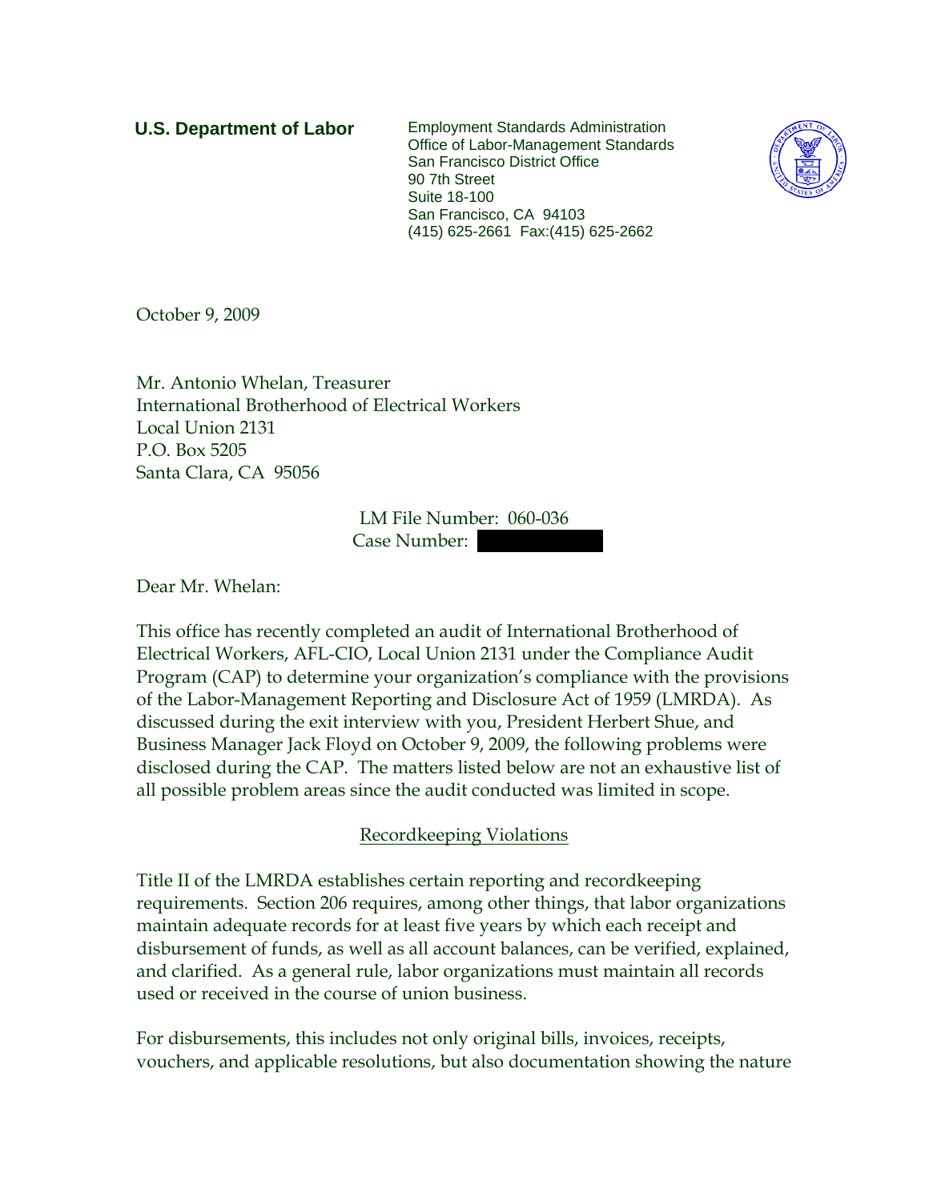**U.S. Department of Labor**

Employment Standards Administration
Office of Labor-Management Standards
San Francisco District Office
90 7th Street
Suite 18-100
San Francisco, CA 94103
(415) 625-2661 Fax:(415) 625-2662

October 9, 2009

Mr. Antonio Whelan, Treasurer
International Brotherhood of Electrical Workers
Local Union 2131
P.O. Box 5205
Santa Clara, CA 95056

LM File Number: 060-036
Case Number: [REDACTED]

Dear Mr. Whelan:

This office has recently completed an audit of International Brotherhood of Electrical Workers, AFL-CIO, Local Union 2131 under the Compliance Audit Program (CAP) to determine your organization's compliance with the provisions of the Labor-Management Reporting and Disclosure Act of 1959 (LMRDA). As discussed during the exit interview with you, President Herbert Shue, and Business Manager Jack Floyd on October 9, 2009, the following problems were disclosed during the CAP. The matters listed below are not an exhaustive list of all possible problem areas since the audit conducted was limited in scope.

## Recordkeeping Violations

Title II of the LMRDA establishes certain reporting and recordkeeping requirements. Section 206 requires, among other things, that labor organizations maintain adequate records for at least five years by which each receipt and disbursement of funds, as well as all account balances, can be verified, explained, and clarified. As a general rule, labor organizations must maintain all records used or received in the course of union business.

For disbursements, this includes not only original bills, invoices, receipts, vouchers, and applicable resolutions, but also documentation showing the nature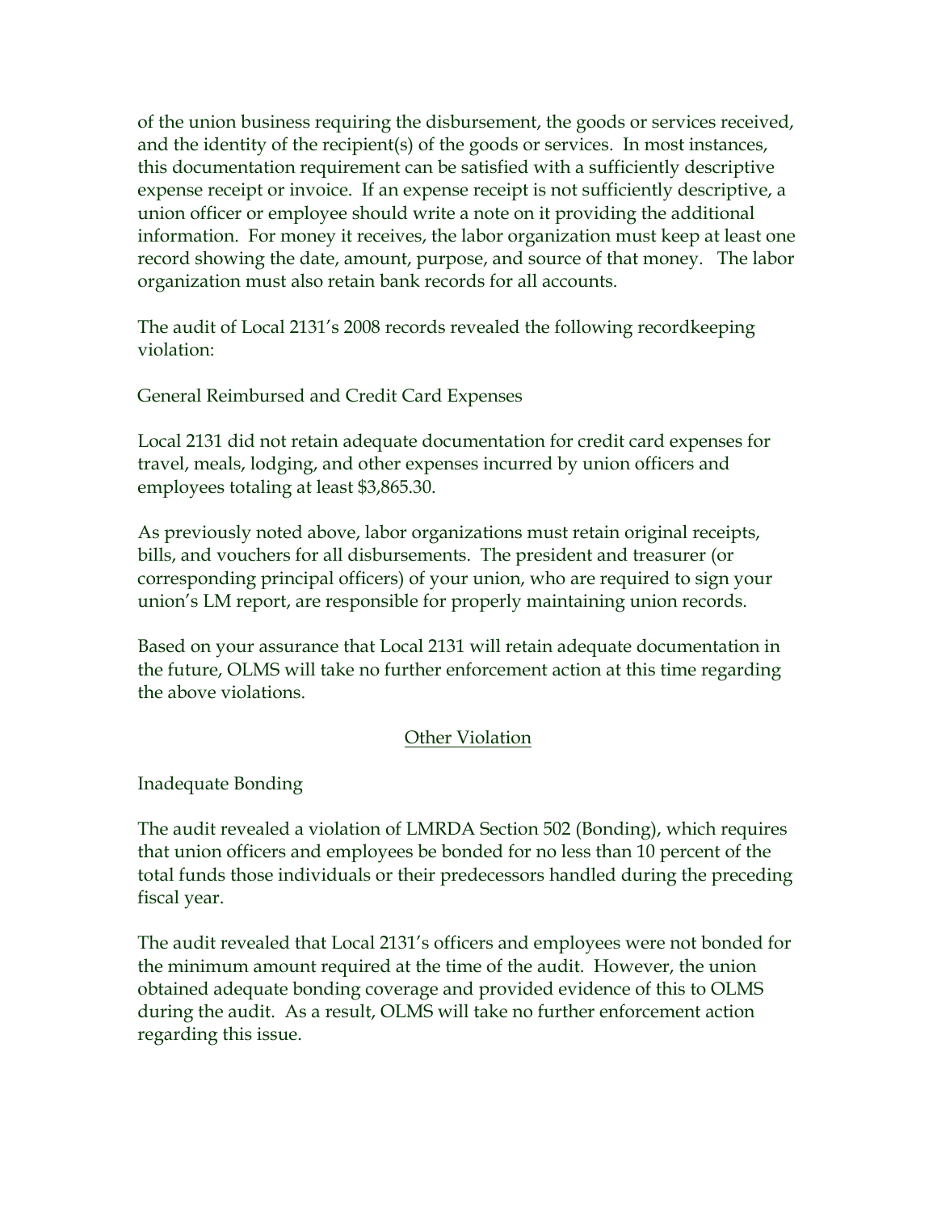of the union business requiring the disbursement, the goods or services received, and the identity of the recipient(s) of the goods or services. In most instances, this documentation requirement can be satisfied with a sufficiently descriptive expense receipt or invoice. If an expense receipt is not sufficiently descriptive, a union officer or employee should write a note on it providing the additional information. For money it receives, the labor organization must keep at least one record showing the date, amount, purpose, and source of that money. The labor organization must also retain bank records for all accounts.

The audit of Local 2131's 2008 records revealed the following recordkeeping violation:

General Reimbursed and Credit Card Expenses

Local 2131 did not retain adequate documentation for credit card expenses for travel, meals, lodging, and other expenses incurred by union officers and employees totaling at least $3,865.30.

As previously noted above, labor organizations must retain original receipts, bills, and vouchers for all disbursements. The president and treasurer (or corresponding principal officers) of your union, who are required to sign your union's LM report, are responsible for properly maintaining union records.

Based on your assurance that Local 2131 will retain adequate documentation in the future, OLMS will take no further enforcement action at this time regarding the above violations.

## Other Violation

Inadequate Bonding

The audit revealed a violation of LMRDA Section 502 (Bonding), which requires that union officers and employees be bonded for no less than 10 percent of the total funds those individuals or their predecessors handled during the preceding fiscal year.

The audit revealed that Local 2131's officers and employees were not bonded for the minimum amount required at the time of the audit. However, the union obtained adequate bonding coverage and provided evidence of this to OLMS during the audit. As a result, OLMS will take no further enforcement action regarding this issue.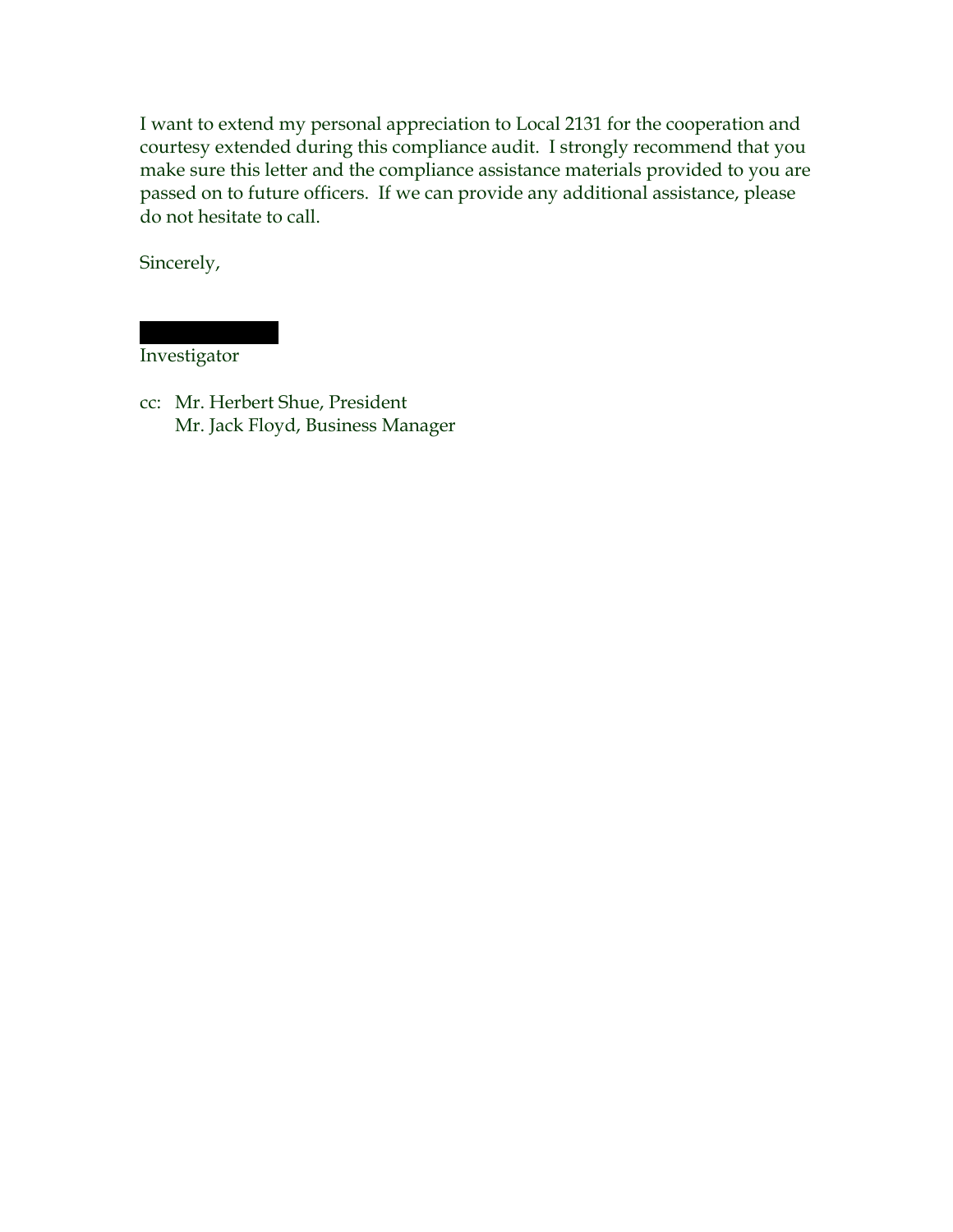I want to extend my personal appreciation to Local 2131 for the cooperation and courtesy extended during this compliance audit. I strongly recommend that you make sure this letter and the compliance assistance materials provided to you are passed on to future officers. If we can provide any additional assistance, please do not hesitate to call.

Sincerely,

Investigator

cc: Mr. Herbert Shue, President
Mr. Jack Floyd, Business Manager